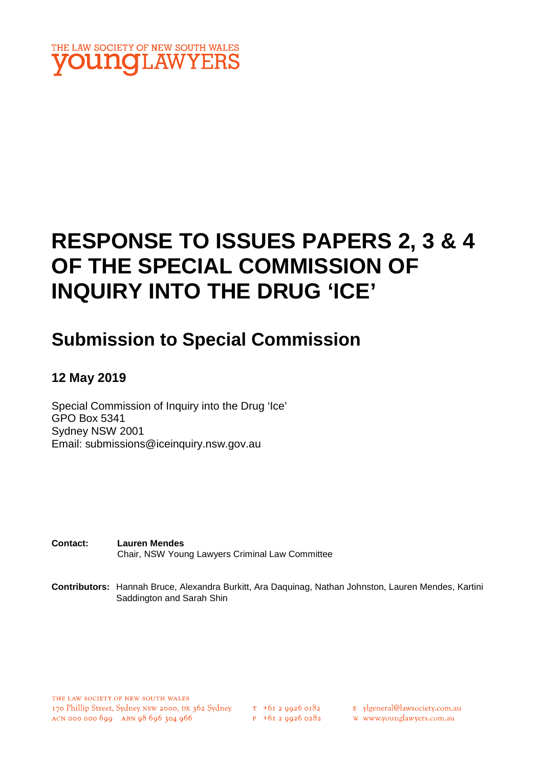THE LAW SOCIETY OF NEW SOUTH WALES
youngLAWYERS

# RESPONSE TO ISSUES PAPERS 2, 3 & 4 OF THE SPECIAL COMMISSION OF INQUIRY INTO THE DRUG 'ICE'

## Submission to Special Commission

### 12 May 2019

Special Commission of Inquiry into the Drug 'Ice'
GPO Box 5341
Sydney NSW 2001
Email: submissions@iceinquiry.nsw.gov.au

**Contact:** **Lauren Mendes**
Chair, NSW Young Lawyers Criminal Law Committee

**Contributors:** Hannah Bruce, Alexandra Burkitt, Ara Daquinag, Nathan Johnston, Lauren Mendes, Kartini Saddington and Sarah Shin

THE LAW SOCIETY OF NEW SOUTH WALES
170 Phillip Street, Sydney NSW 2000, DX 362 Sydney
ACN 000 000 699 ABN 98 696 304 966
T +61 2 9926 0182
F +61 2 9926 0282
E ylgeneral@lawsociety.com.au
W www.younglawyers.com.au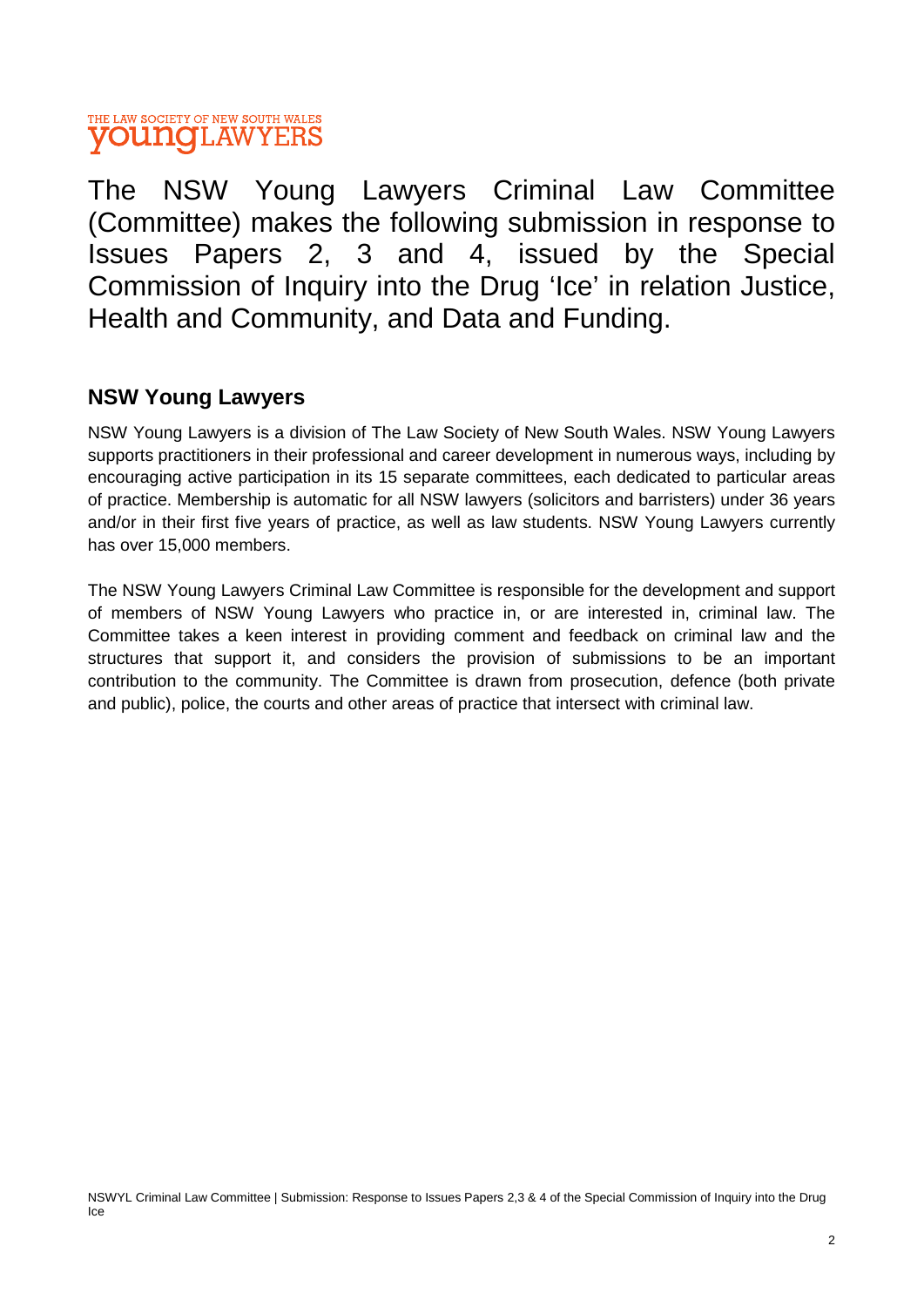THE LAW SOCIETY OF NEW SOUTH WALES
**young**LAWYERS

The NSW Young Lawyers Criminal Law Committee (Committee) makes the following submission in response to Issues Papers 2, 3 and 4, issued by the Special Commission of Inquiry into the Drug 'Ice' in relation Justice, Health and Community, and Data and Funding.

## NSW Young Lawyers

NSW Young Lawyers is a division of The Law Society of New South Wales. NSW Young Lawyers supports practitioners in their professional and career development in numerous ways, including by encouraging active participation in its 15 separate committees, each dedicated to particular areas of practice. Membership is automatic for all NSW lawyers (solicitors and barristers) under 36 years and/or in their first five years of practice, as well as law students. NSW Young Lawyers currently has over 15,000 members.

The NSW Young Lawyers Criminal Law Committee is responsible for the development and support of members of NSW Young Lawyers who practice in, or are interested in, criminal law. The Committee takes a keen interest in providing comment and feedback on criminal law and the structures that support it, and considers the provision of submissions to be an important contribution to the community. The Committee is drawn from prosecution, defence (both private and public), police, the courts and other areas of practice that intersect with criminal law.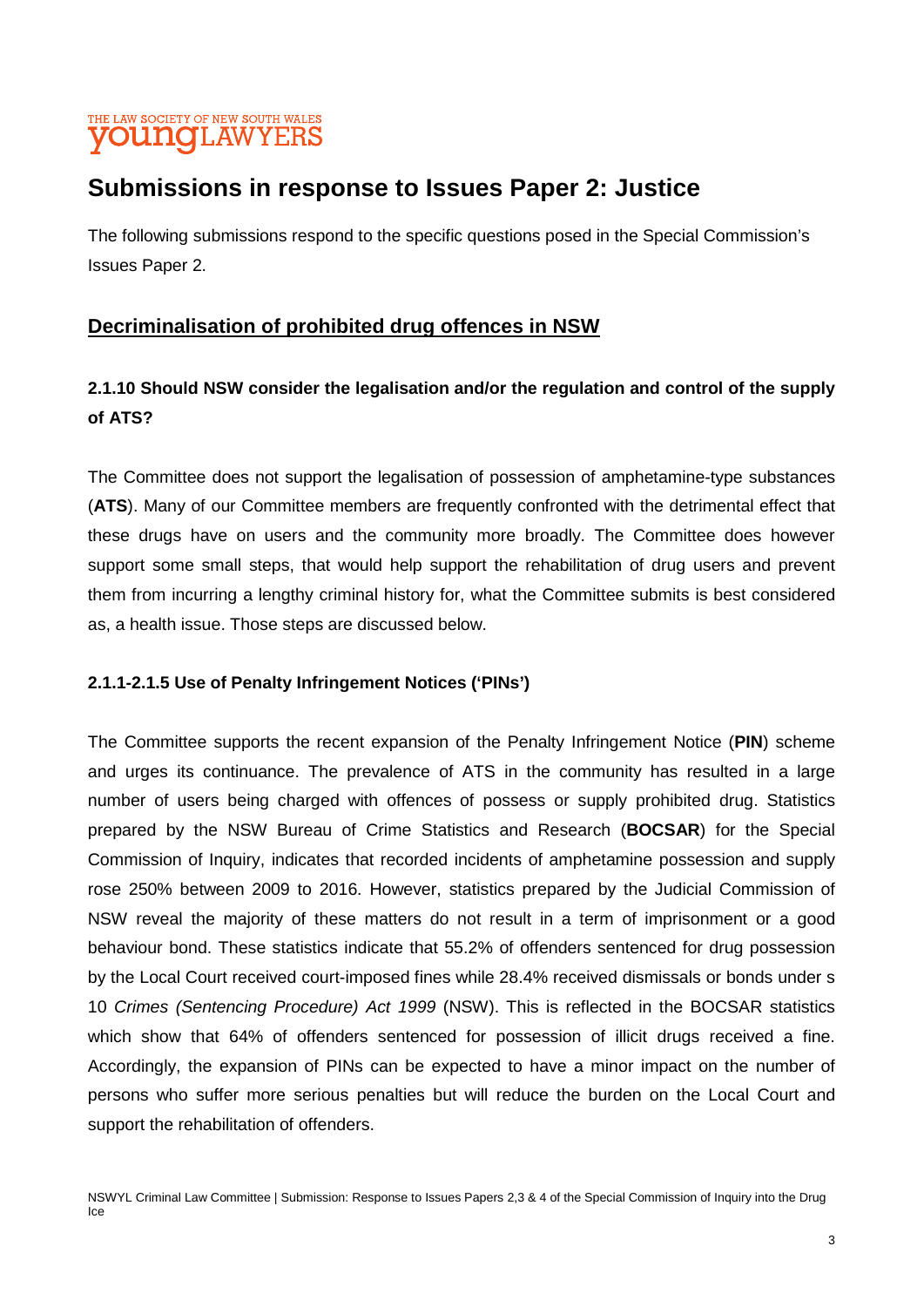# Submissions in response to Issues Paper 2: Justice

The following submissions respond to the specific questions posed in the Special Commission's Issues Paper 2.

## Decriminalisation of prohibited drug offences in NSW

### 2.1.10 Should NSW consider the legalisation and/or the regulation and control of the supply of ATS?

The Committee does not support the legalisation of possession of amphetamine-type substances (**ATS**). Many of our Committee members are frequently confronted with the detrimental effect that these drugs have on users and the community more broadly. The Committee does however support some small steps, that would help support the rehabilitation of drug users and prevent them from incurring a lengthy criminal history for, what the Committee submits is best considered as, a health issue. Those steps are discussed below.

### 2.1.1-2.1.5 Use of Penalty Infringement Notices ('PINs')

The Committee supports the recent expansion of the Penalty Infringement Notice (**PIN**) scheme and urges its continuance. The prevalence of ATS in the community has resulted in a large number of users being charged with offences of possess or supply prohibited drug. Statistics prepared by the NSW Bureau of Crime Statistics and Research (**BOCSAR**) for the Special Commission of Inquiry, indicates that recorded incidents of amphetamine possession and supply rose 250% between 2009 to 2016. However, statistics prepared by the Judicial Commission of NSW reveal the majority of these matters do not result in a term of imprisonment or a good behaviour bond. These statistics indicate that 55.2% of offenders sentenced for drug possession by the Local Court received court-imposed fines while 28.4% received dismissals or bonds under s 10 *Crimes (Sentencing Procedure) Act 1999* (NSW). This is reflected in the BOCSAR statistics which show that 64% of offenders sentenced for possession of illicit drugs received a fine. Accordingly, the expansion of PINs can be expected to have a minor impact on the number of persons who suffer more serious penalties but will reduce the burden on the Local Court and support the rehabilitation of offenders.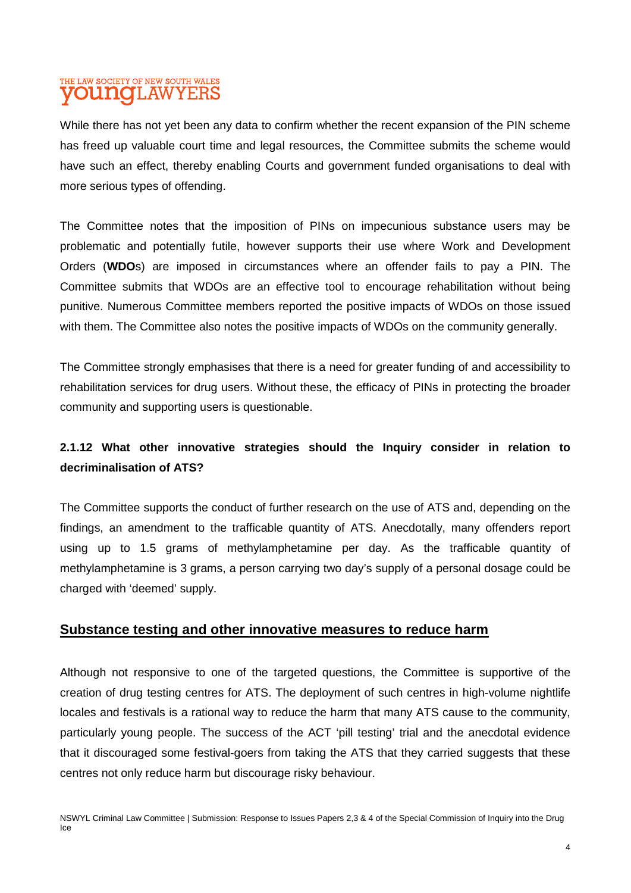While there has not yet been any data to confirm whether the recent expansion of the PIN scheme has freed up valuable court time and legal resources, the Committee submits the scheme would have such an effect, thereby enabling Courts and government funded organisations to deal with more serious types of offending.

The Committee notes that the imposition of PINs on impecunious substance users may be problematic and potentially futile, however supports their use where Work and Development Orders (**WDO**s) are imposed in circumstances where an offender fails to pay a PIN. The Committee submits that WDOs are an effective tool to encourage rehabilitation without being punitive. Numerous Committee members reported the positive impacts of WDOs on those issued with them. The Committee also notes the positive impacts of WDOs on the community generally.

The Committee strongly emphasises that there is a need for greater funding of and accessibility to rehabilitation services for drug users. Without these, the efficacy of PINs in protecting the broader community and supporting users is questionable.

**2.1.12 What other innovative strategies should the Inquiry consider in relation to decriminalisation of ATS?**

The Committee supports the conduct of further research on the use of ATS and, depending on the findings, an amendment to the trafficable quantity of ATS. Anecdotally, many offenders report using up to 1.5 grams of methylamphetamine per day. As the trafficable quantity of methylamphetamine is 3 grams, a person carrying two day's supply of a personal dosage could be charged with 'deemed' supply.

## <u>Substance testing and other innovative measures to reduce harm</u>

Although not responsive to one of the targeted questions, the Committee is supportive of the creation of drug testing centres for ATS. The deployment of such centres in high-volume nightlife locales and festivals is a rational way to reduce the harm that many ATS cause to the community, particularly young people. The success of the ACT 'pill testing' trial and the anecdotal evidence that it discouraged some festival-goers from taking the ATS that they carried suggests that these centres not only reduce harm but discourage risky behaviour.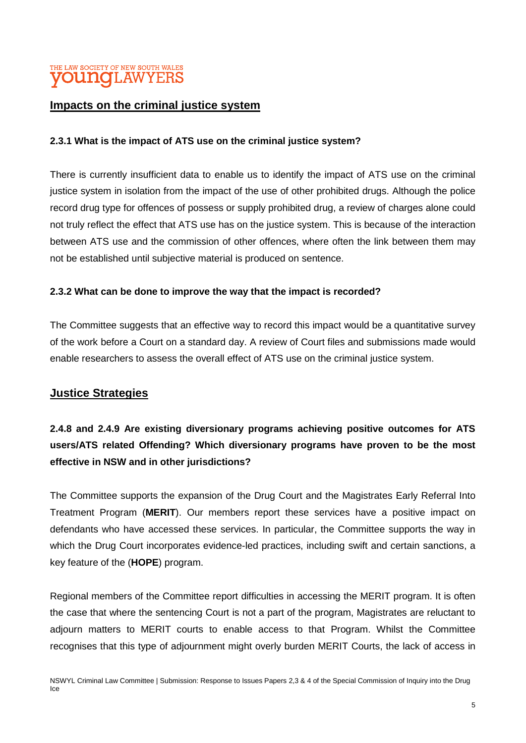## Impacts on the criminal justice system

### 2.3.1 What is the impact of ATS use on the criminal justice system?

There is currently insufficient data to enable us to identify the impact of ATS use on the criminal justice system in isolation from the impact of the use of other prohibited drugs. Although the police record drug type for offences of possess or supply prohibited drug, a review of charges alone could not truly reflect the effect that ATS use has on the justice system. This is because of the interaction between ATS use and the commission of other offences, where often the link between them may not be established until subjective material is produced on sentence.

### 2.3.2 What can be done to improve the way that the impact is recorded?

The Committee suggests that an effective way to record this impact would be a quantitative survey of the work before a Court on a standard day. A review of Court files and submissions made would enable researchers to assess the overall effect of ATS use on the criminal justice system.

## Justice Strategies

### 2.4.8 and 2.4.9 Are existing diversionary programs achieving positive outcomes for ATS users/ATS related Offending? Which diversionary programs have proven to be the most effective in NSW and in other jurisdictions?

The Committee supports the expansion of the Drug Court and the Magistrates Early Referral Into Treatment Program (**MERIT**). Our members report these services have a positive impact on defendants who have accessed these services. In particular, the Committee supports the way in which the Drug Court incorporates evidence-led practices, including swift and certain sanctions, a key feature of the (**HOPE**) program.

Regional members of the Committee report difficulties in accessing the MERIT program. It is often the case that where the sentencing Court is not a part of the program, Magistrates are reluctant to adjourn matters to MERIT courts to enable access to that Program. Whilst the Committee recognises that this type of adjournment might overly burden MERIT Courts, the lack of access in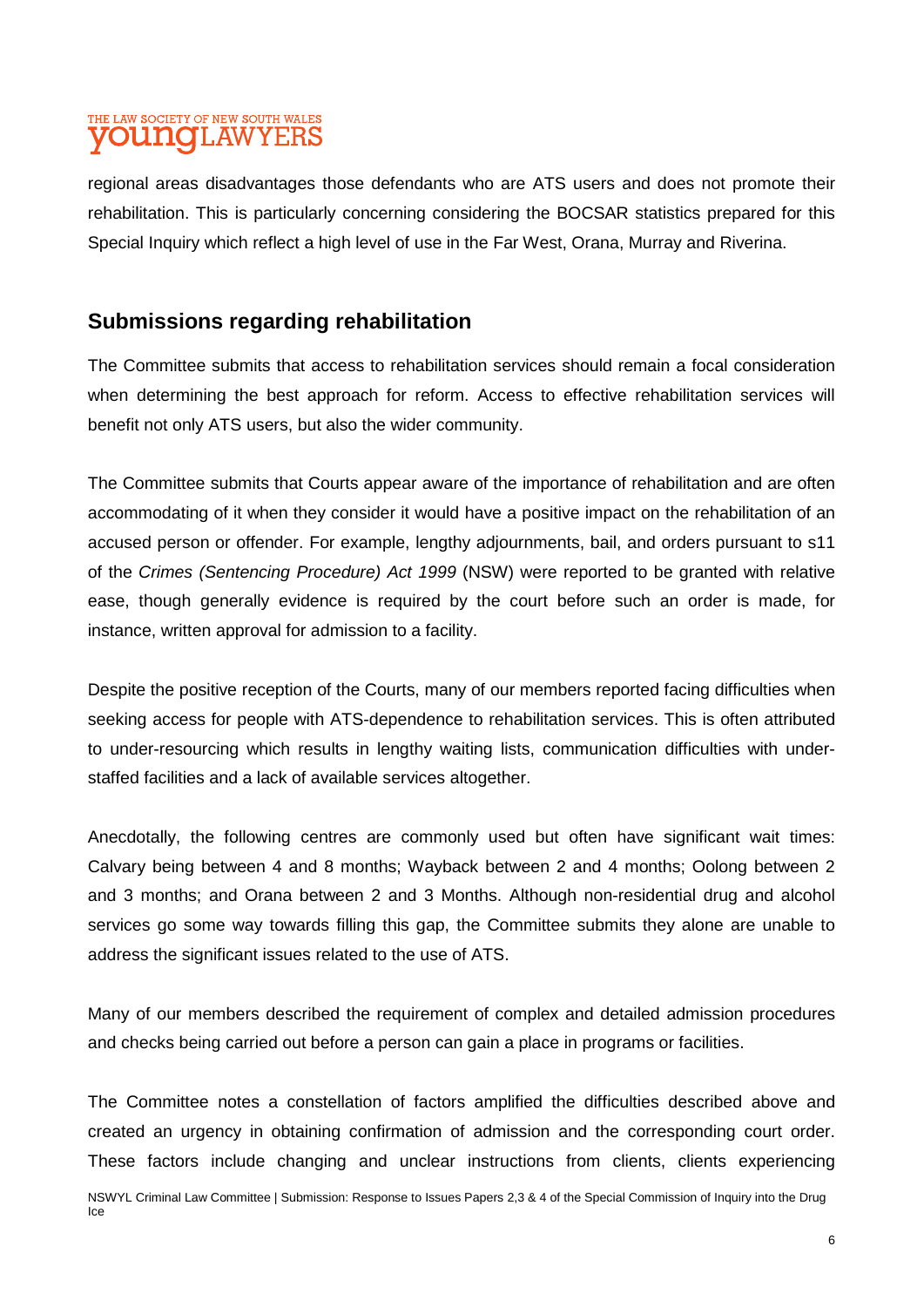regional areas disadvantages those defendants who are ATS users and does not promote their rehabilitation. This is particularly concerning considering the BOCSAR statistics prepared for this Special Inquiry which reflect a high level of use in the Far West, Orana, Murray and Riverina.

## Submissions regarding rehabilitation

The Committee submits that access to rehabilitation services should remain a focal consideration when determining the best approach for reform. Access to effective rehabilitation services will benefit not only ATS users, but also the wider community.

The Committee submits that Courts appear aware of the importance of rehabilitation and are often accommodating of it when they consider it would have a positive impact on the rehabilitation of an accused person or offender. For example, lengthy adjournments, bail, and orders pursuant to s11 of the *Crimes (Sentencing Procedure) Act 1999* (NSW) were reported to be granted with relative ease, though generally evidence is required by the court before such an order is made, for instance, written approval for admission to a facility.

Despite the positive reception of the Courts, many of our members reported facing difficulties when seeking access for people with ATS-dependence to rehabilitation services. This is often attributed to under-resourcing which results in lengthy waiting lists, communication difficulties with under-staffed facilities and a lack of available services altogether.

Anecdotally, the following centres are commonly used but often have significant wait times: Calvary being between 4 and 8 months; Wayback between 2 and 4 months; Oolong between 2 and 3 months; and Orana between 2 and 3 Months. Although non-residential drug and alcohol services go some way towards filling this gap, the Committee submits they alone are unable to address the significant issues related to the use of ATS.

Many of our members described the requirement of complex and detailed admission procedures and checks being carried out before a person can gain a place in programs or facilities.

The Committee notes a constellation of factors amplified the difficulties described above and created an urgency in obtaining confirmation of admission and the corresponding court order. These factors include changing and unclear instructions from clients, clients experiencing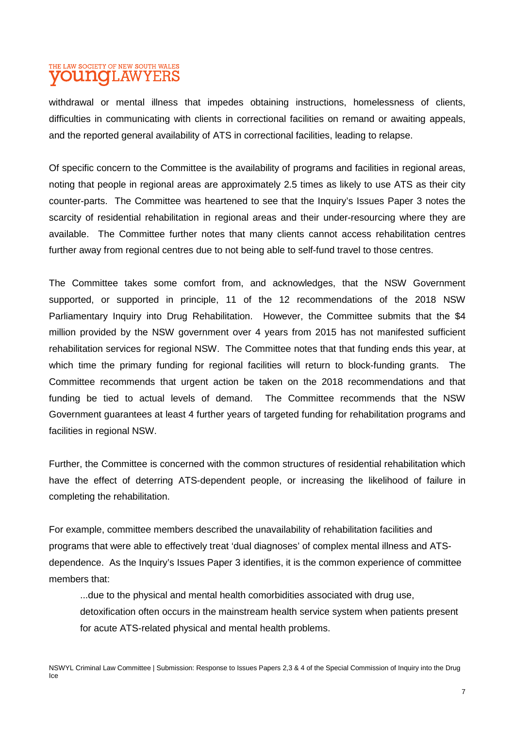withdrawal or mental illness that impedes obtaining instructions, homelessness of clients, difficulties in communicating with clients in correctional facilities on remand or awaiting appeals, and the reported general availability of ATS in correctional facilities, leading to relapse.

Of specific concern to the Committee is the availability of programs and facilities in regional areas, noting that people in regional areas are approximately 2.5 times as likely to use ATS as their city counter-parts. The Committee was heartened to see that the Inquiry's Issues Paper 3 notes the scarcity of residential rehabilitation in regional areas and their under-resourcing where they are available. The Committee further notes that many clients cannot access rehabilitation centres further away from regional centres due to not being able to self-fund travel to those centres.

The Committee takes some comfort from, and acknowledges, that the NSW Government supported, or supported in principle, 11 of the 12 recommendations of the 2018 NSW Parliamentary Inquiry into Drug Rehabilitation. However, the Committee submits that the $4 million provided by the NSW government over 4 years from 2015 has not manifested sufficient rehabilitation services for regional NSW. The Committee notes that that funding ends this year, at which time the primary funding for regional facilities will return to block-funding grants. The Committee recommends that urgent action be taken on the 2018 recommendations and that funding be tied to actual levels of demand. The Committee recommends that the NSW Government guarantees at least 4 further years of targeted funding for rehabilitation programs and facilities in regional NSW.

Further, the Committee is concerned with the common structures of residential rehabilitation which have the effect of deterring ATS-dependent people, or increasing the likelihood of failure in completing the rehabilitation.

For example, committee members described the unavailability of rehabilitation facilities and programs that were able to effectively treat 'dual diagnoses' of complex mental illness and ATS-dependence. As the Inquiry's Issues Paper 3 identifies, it is the common experience of committee members that:

> ...due to the physical and mental health comorbidities associated with drug use, detoxification often occurs in the mainstream health service system when patients present for acute ATS-related physical and mental health problems.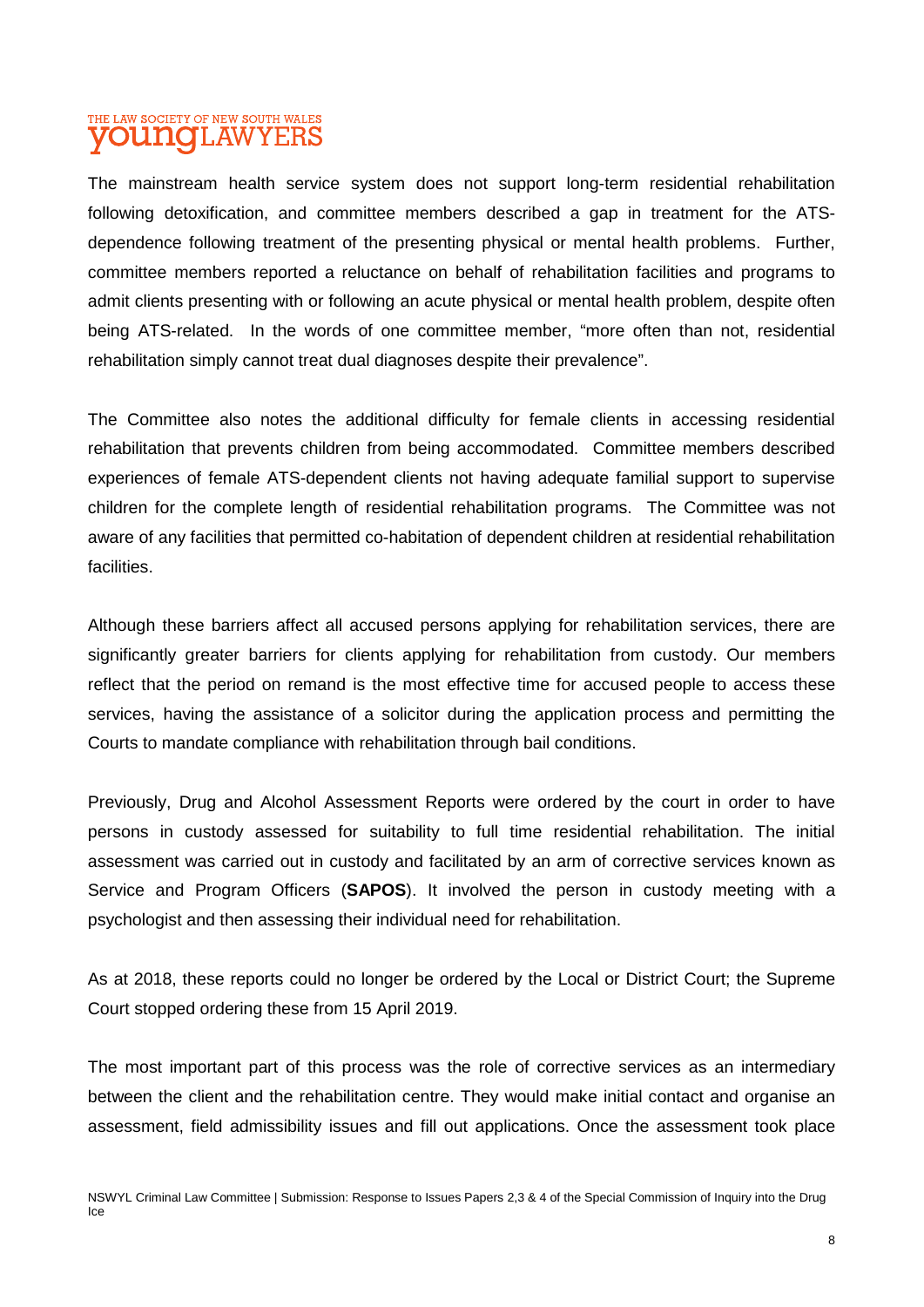The mainstream health service system does not support long-term residential rehabilitation following detoxification, and committee members described a gap in treatment for the ATS-dependence following treatment of the presenting physical or mental health problems. Further, committee members reported a reluctance on behalf of rehabilitation facilities and programs to admit clients presenting with or following an acute physical or mental health problem, despite often being ATS-related. In the words of one committee member, "more often than not, residential rehabilitation simply cannot treat dual diagnoses despite their prevalence".

The Committee also notes the additional difficulty for female clients in accessing residential rehabilitation that prevents children from being accommodated. Committee members described experiences of female ATS-dependent clients not having adequate familial support to supervise children for the complete length of residential rehabilitation programs. The Committee was not aware of any facilities that permitted co-habitation of dependent children at residential rehabilitation facilities.

Although these barriers affect all accused persons applying for rehabilitation services, there are significantly greater barriers for clients applying for rehabilitation from custody. Our members reflect that the period on remand is the most effective time for accused people to access these services, having the assistance of a solicitor during the application process and permitting the Courts to mandate compliance with rehabilitation through bail conditions.

Previously, Drug and Alcohol Assessment Reports were ordered by the court in order to have persons in custody assessed for suitability to full time residential rehabilitation. The initial assessment was carried out in custody and facilitated by an arm of corrective services known as Service and Program Officers (**SAPOS**). It involved the person in custody meeting with a psychologist and then assessing their individual need for rehabilitation.

As at 2018, these reports could no longer be ordered by the Local or District Court; the Supreme Court stopped ordering these from 15 April 2019.

The most important part of this process was the role of corrective services as an intermediary between the client and the rehabilitation centre. They would make initial contact and organise an assessment, field admissibility issues and fill out applications. Once the assessment took place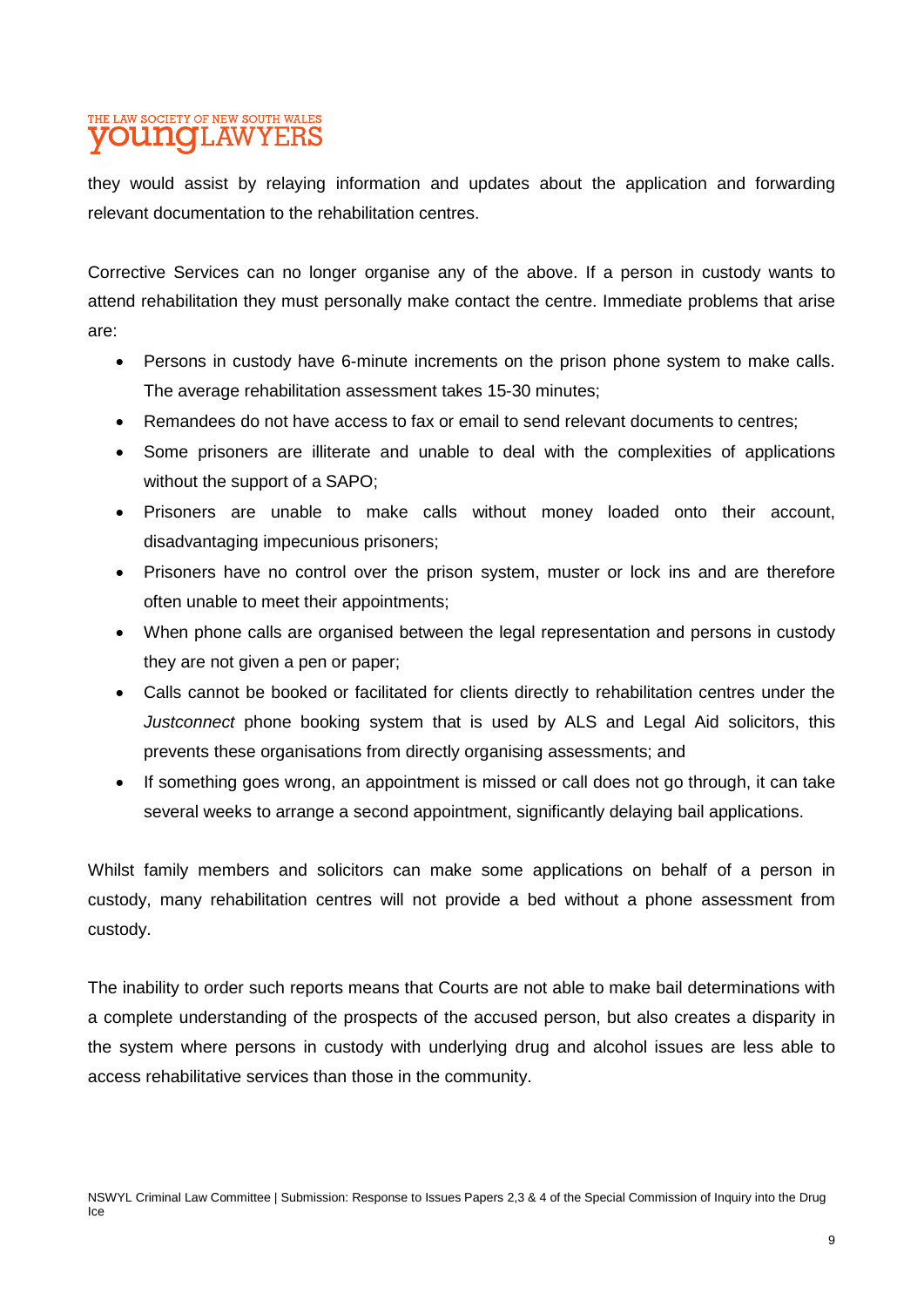they would assist by relaying information and updates about the application and forwarding relevant documentation to the rehabilitation centres.

Corrective Services can no longer organise any of the above. If a person in custody wants to attend rehabilitation they must personally make contact the centre. Immediate problems that arise are:

- Persons in custody have 6-minute increments on the prison phone system to make calls. The average rehabilitation assessment takes 15-30 minutes;
- Remandees do not have access to fax or email to send relevant documents to centres;
- Some prisoners are illiterate and unable to deal with the complexities of applications without the support of a SAPO;
- Prisoners are unable to make calls without money loaded onto their account, disadvantaging impecunious prisoners;
- Prisoners have no control over the prison system, muster or lock ins and are therefore often unable to meet their appointments;
- When phone calls are organised between the legal representation and persons in custody they are not given a pen or paper;
- Calls cannot be booked or facilitated for clients directly to rehabilitation centres under the *Justconnect* phone booking system that is used by ALS and Legal Aid solicitors, this prevents these organisations from directly organising assessments; and
- If something goes wrong, an appointment is missed or call does not go through, it can take several weeks to arrange a second appointment, significantly delaying bail applications.

Whilst family members and solicitors can make some applications on behalf of a person in custody, many rehabilitation centres will not provide a bed without a phone assessment from custody.

The inability to order such reports means that Courts are not able to make bail determinations with a complete understanding of the prospects of the accused person, but also creates a disparity in the system where persons in custody with underlying drug and alcohol issues are less able to access rehabilitative services than those in the community.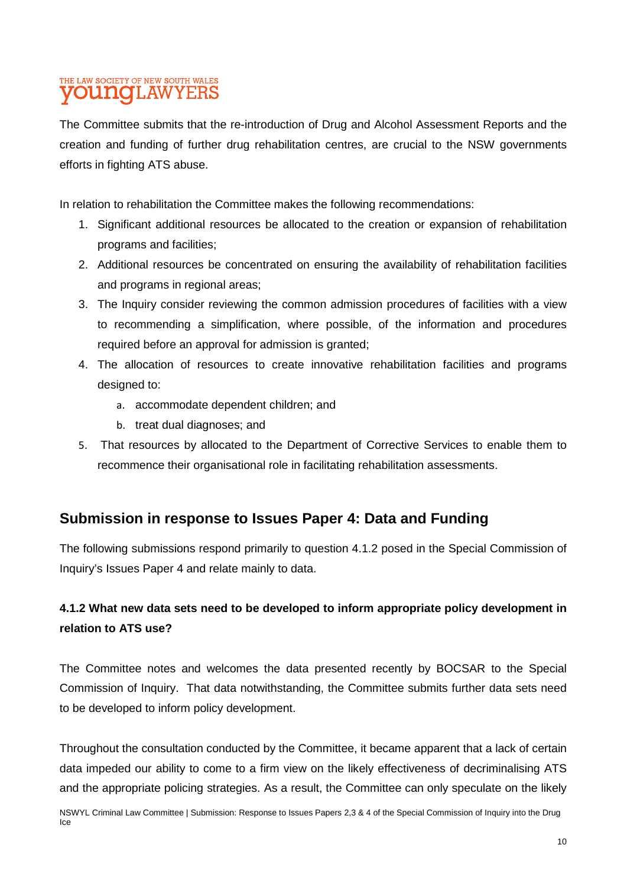The Committee submits that the re-introduction of Drug and Alcohol Assessment Reports and the creation and funding of further drug rehabilitation centres, are crucial to the NSW governments efforts in fighting ATS abuse.

In relation to rehabilitation the Committee makes the following recommendations:

1. Significant additional resources be allocated to the creation or expansion of rehabilitation programs and facilities;
2. Additional resources be concentrated on ensuring the availability of rehabilitation facilities and programs in regional areas;
3. The Inquiry consider reviewing the common admission procedures of facilities with a view to recommending a simplification, where possible, of the information and procedures required before an approval for admission is granted;
4. The allocation of resources to create innovative rehabilitation facilities and programs designed to:
    a. accommodate dependent children; and
    b. treat dual diagnoses; and
5. That resources by allocated to the Department of Corrective Services to enable them to recommence their organisational role in facilitating rehabilitation assessments.

## Submission in response to Issues Paper 4: Data and Funding

The following submissions respond primarily to question 4.1.2 posed in the Special Commission of Inquiry's Issues Paper 4 and relate mainly to data.

### 4.1.2 What new data sets need to be developed to inform appropriate policy development in relation to ATS use?

The Committee notes and welcomes the data presented recently by BOCSAR to the Special Commission of Inquiry. That data notwithstanding, the Committee submits further data sets need to be developed to inform policy development.

Throughout the consultation conducted by the Committee, it became apparent that a lack of certain data impeded our ability to come to a firm view on the likely effectiveness of decriminalising ATS and the appropriate policing strategies. As a result, the Committee can only speculate on the likely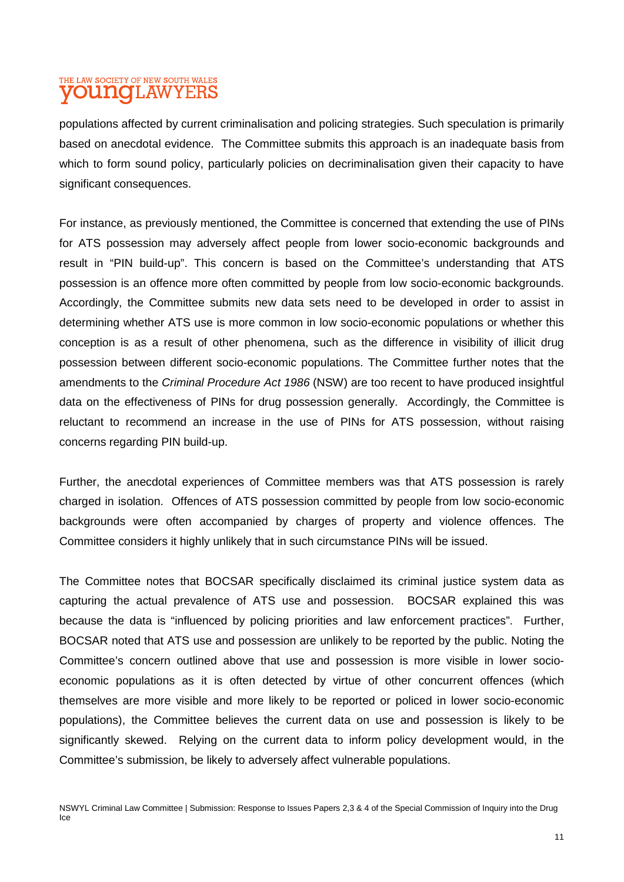populations affected by current criminalisation and policing strategies. Such speculation is primarily based on anecdotal evidence. The Committee submits this approach is an inadequate basis from which to form sound policy, particularly policies on decriminalisation given their capacity to have significant consequences.

For instance, as previously mentioned, the Committee is concerned that extending the use of PINs for ATS possession may adversely affect people from lower socio-economic backgrounds and result in "PIN build-up". This concern is based on the Committee's understanding that ATS possession is an offence more often committed by people from low socio-economic backgrounds. Accordingly, the Committee submits new data sets need to be developed in order to assist in determining whether ATS use is more common in low socio-economic populations or whether this conception is as a result of other phenomena, such as the difference in visibility of illicit drug possession between different socio-economic populations. The Committee further notes that the amendments to the *Criminal Procedure Act 1986* (NSW) are too recent to have produced insightful data on the effectiveness of PINs for drug possession generally. Accordingly, the Committee is reluctant to recommend an increase in the use of PINs for ATS possession, without raising concerns regarding PIN build-up.

Further, the anecdotal experiences of Committee members was that ATS possession is rarely charged in isolation. Offences of ATS possession committed by people from low socio-economic backgrounds were often accompanied by charges of property and violence offences. The Committee considers it highly unlikely that in such circumstance PINs will be issued.

The Committee notes that BOCSAR specifically disclaimed its criminal justice system data as capturing the actual prevalence of ATS use and possession. BOCSAR explained this was because the data is "influenced by policing priorities and law enforcement practices". Further, BOCSAR noted that ATS use and possession are unlikely to be reported by the public. Noting the Committee's concern outlined above that use and possession is more visible in lower socio-economic populations as it is often detected by virtue of other concurrent offences (which themselves are more visible and more likely to be reported or policed in lower socio-economic populations), the Committee believes the current data on use and possession is likely to be significantly skewed. Relying on the current data to inform policy development would, in the Committee's submission, be likely to adversely affect vulnerable populations.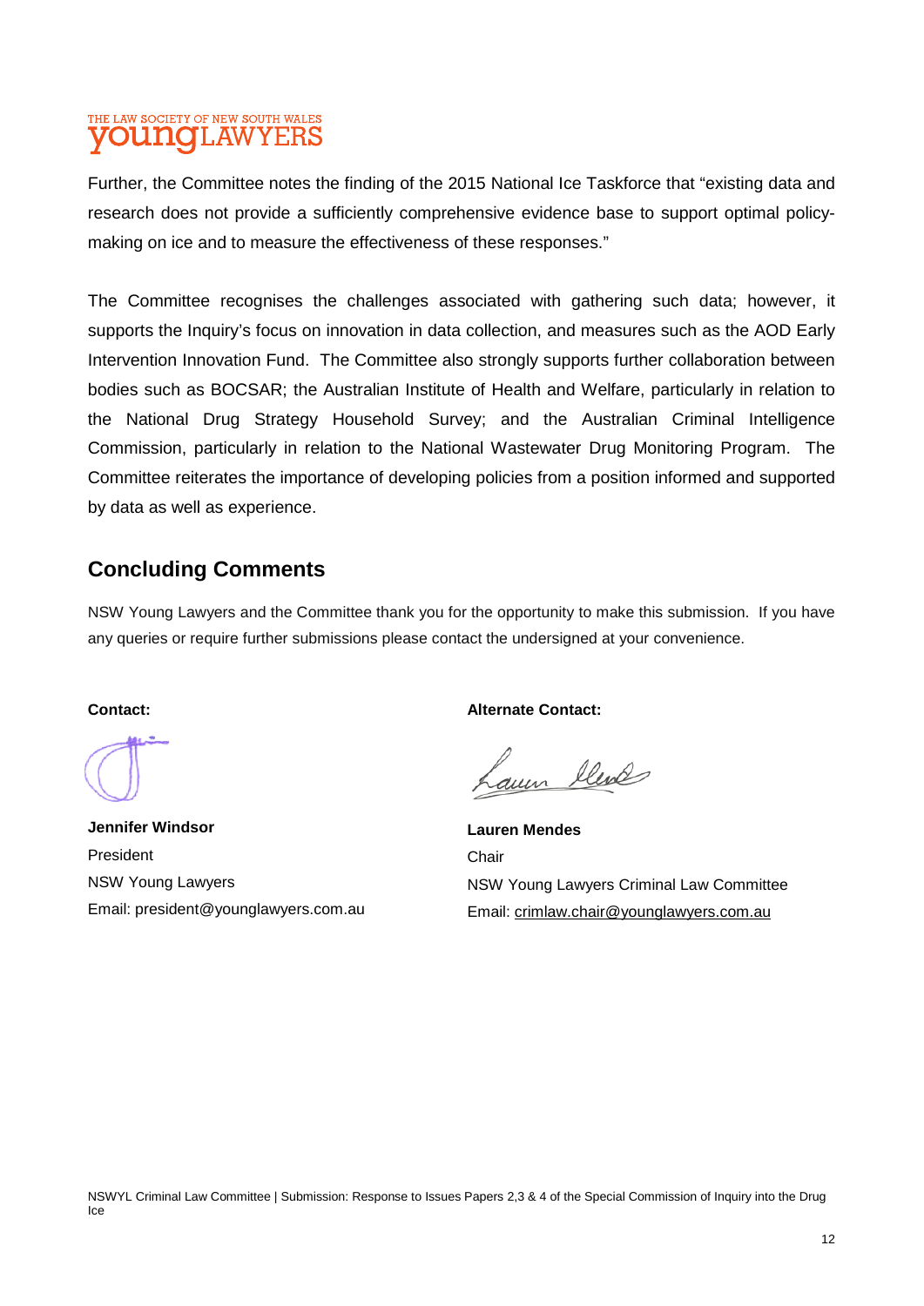Further, the Committee notes the finding of the 2015 National Ice Taskforce that "existing data and research does not provide a sufficiently comprehensive evidence base to support optimal policy-making on ice and to measure the effectiveness of these responses."

The Committee recognises the challenges associated with gathering such data; however, it supports the Inquiry's focus on innovation in data collection, and measures such as the AOD Early Intervention Innovation Fund. The Committee also strongly supports further collaboration between bodies such as BOCSAR; the Australian Institute of Health and Welfare, particularly in relation to the National Drug Strategy Household Survey; and the Australian Criminal Intelligence Commission, particularly in relation to the National Wastewater Drug Monitoring Program. The Committee reiterates the importance of developing policies from a position informed and supported by data as well as experience.

## Concluding Comments

NSW Young Lawyers and the Committee thank you for the opportunity to make this submission. If you have any queries or require further submissions please contact the undersigned at your convenience.

**Contact:**

**Jennifer Windsor**
President
NSW Young Lawyers
Email: president@younglawyers.com.au

**Alternate Contact:**

**Lauren Mendes**
Chair
NSW Young Lawyers Criminal Law Committee
Email: crimlaw.chair@younglawyers.com.au